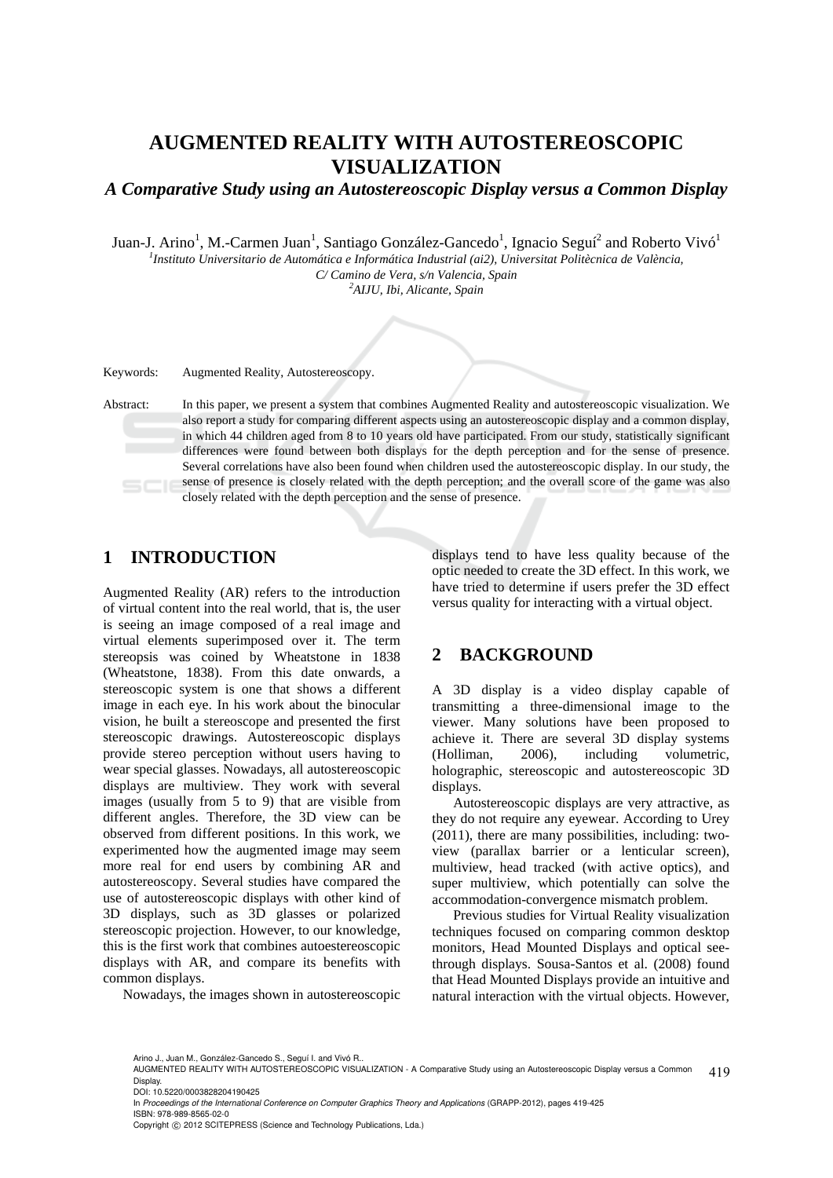# AUGMENTED REALITY WITH AUTOSTEREOSCOPIC VISUALIZATION

## *A Comparative Study using an Autostereoscopic Display versus a Common Display*

Juan-J. Arino[1], M.-Carmen Juan[1], Santiago González-Gancedo[1], Ignacio Seguí[2] and Roberto Vivó[1]

[1]*Instituto Universitario de Automática e Informática Industrial (ai2), Universitat Politècnica de València, C/ Camino de Vera, s/n Valencia, Spain*

[2]*AIJU, Ibi, Alicante, Spain*

Keywords: Augmented Reality, Autostereoscopy.

Abstract: In this paper, we present a system that combines Augmented Reality and autostereoscopic visualization. We also report a study for comparing different aspects using an autostereoscopic display and a common display, in which 44 children aged from 8 to 10 years old have participated. From our study, statistically significant differences were found between both displays for the depth perception and for the sense of presence. Several correlations have also been found when children used the autostereoscopic display. In our study, the sense of presence is closely related with the depth perception; and the overall score of the game was also closely related with the depth perception and the sense of presence.

## 1 INTRODUCTION

Augmented Reality (AR) refers to the introduction of virtual content into the real world, that is, the user is seeing an image composed of a real image and virtual elements superimposed over it. The term stereopsis was coined by Wheatstone in 1838 (Wheatstone, 1838). From this date onwards, a stereoscopic system is one that shows a different image in each eye. In his work about the binocular vision, he built a stereoscope and presented the first stereoscopic drawings. Autostereoscopic displays provide stereo perception without users having to wear special glasses. Nowadays, all autostereoscopic displays are multiview. They work with several images (usually from 5 to 9) that are visible from different angles. Therefore, the 3D view can be observed from different positions. In this work, we experimented how the augmented image may seem more real for end users by combining AR and autostereoscopy. Several studies have compared the use of autostereoscopic displays with other kind of 3D displays, such as 3D glasses or polarized stereoscopic projection. However, to our knowledge, this is the first work that combines autoestereoscopic displays with AR, and compare its benefits with common displays.

Nowadays, the images shown in autostereoscopic displays tend to have less quality because of the optic needed to create the 3D effect. In this work, we have tried to determine if users prefer the 3D effect versus quality for interacting with a virtual object.

## 2 BACKGROUND

A 3D display is a video display capable of transmitting a three-dimensional image to the viewer. Many solutions have been proposed to achieve it. There are several 3D display systems (Holliman, 2006), including volumetric, holographic, stereoscopic and autostereoscopic 3D displays.

Autostereoscopic displays are very attractive, as they do not require any eyewear. According to Urey (2011), there are many possibilities, including: two-view (parallax barrier or a lenticular screen), multiview, head tracked (with active optics), and super multiview, which potentially can solve the accommodation-convergence mismatch problem.

Previous studies for Virtual Reality visualization techniques focused on comparing common desktop monitors, Head Mounted Displays and optical see-through displays. Sousa-Santos et al. (2008) found that Head Mounted Displays provide an intuitive and natural interaction with the virtual objects. However,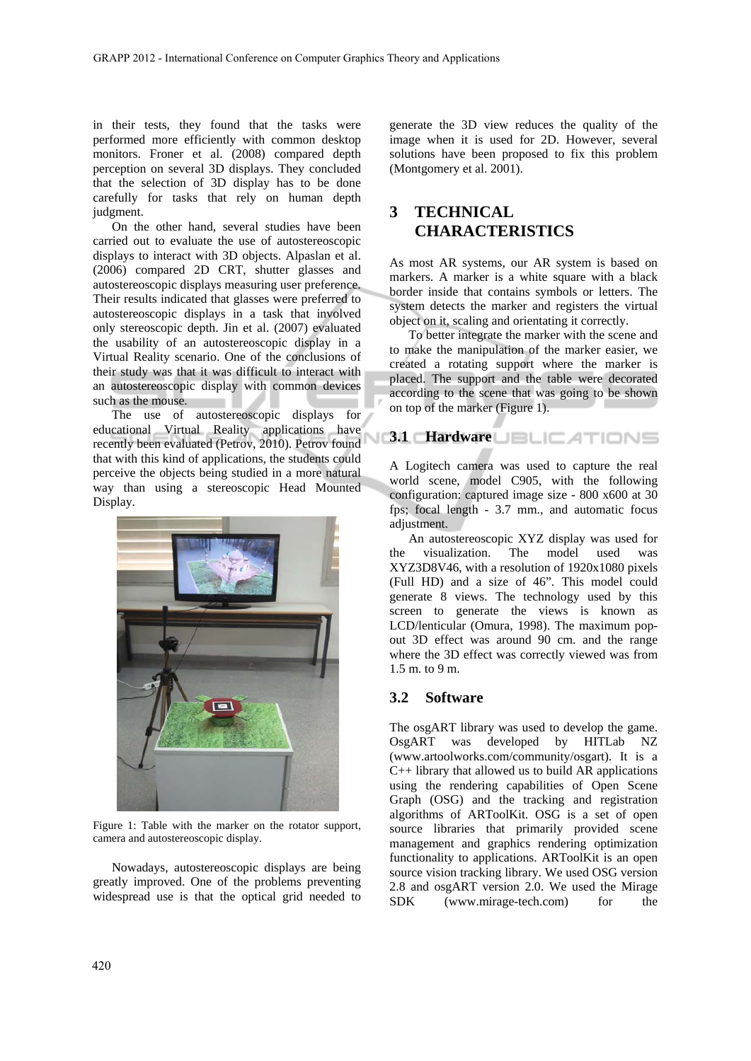in their tests, they found that the tasks were performed more efficiently with common desktop monitors. Froner et al. (2008) compared depth perception on several 3D displays. They concluded that the selection of 3D display has to be done carefully for tasks that rely on human depth judgment.

On the other hand, several studies have been carried out to evaluate the use of autostereoscopic displays to interact with 3D objects. Alpaslan et al. (2006) compared 2D CRT, shutter glasses and autostereoscopic displays measuring user preference. Their results indicated that glasses were preferred to autostereoscopic displays in a task that involved only stereoscopic depth. Jin et al. (2007) evaluated the usability of an autostereoscopic display in a Virtual Reality scenario. One of the conclusions of their study was that it was difficult to interact with an autostereoscopic display with common devices such as the mouse.

The use of autostereoscopic displays for educational Virtual Reality applications have recently been evaluated (Petrov, 2010). Petrov found that with this kind of applications, the students could perceive the objects being studied in a more natural way than using a stereoscopic Head Mounted Display.

Figure 1: Table with the marker on the rotator support, camera and autostereoscopic display.

Nowadays, autostereoscopic displays are being greatly improved. One of the problems preventing widespread use is that the optical grid needed to generate the 3D view reduces the quality of the image when it is used for 2D. However, several solutions have been proposed to fix this problem (Montgomery et al. 2001).

# 3 TECHNICAL CHARACTERISTICS

As most AR systems, our AR system is based on markers. A marker is a white square with a black border inside that contains symbols or letters. The system detects the marker and registers the virtual object on it, scaling and orientating it correctly.

To better integrate the marker with the scene and to make the manipulation of the marker easier, we created a rotating support where the marker is placed. The support and the table were decorated according to the scene that was going to be shown on top of the marker (Figure 1).

## 3.1 Hardware

A Logitech camera was used to capture the real world scene, model C905, with the following configuration: captured image size - 800 x600 at 30 fps; focal length - 3.7 mm., and automatic focus adjustment.

An autostereoscopic XYZ display was used for the visualization. The model used was XYZ3D8V46, with a resolution of 1920x1080 pixels (Full HD) and a size of 46". This model could generate 8 views. The technology used by this screen to generate the views is known as LCD/lenticular (Omura, 1998). The maximum pop-out 3D effect was around 90 cm. and the range where the 3D effect was correctly viewed was from 1.5 m. to 9 m.

## 3.2 Software

The osgART library was used to develop the game. OsgART was developed by HITLab NZ (www.artoolworks.com/community/osgart). It is a C++ library that allowed us to build AR applications using the rendering capabilities of Open Scene Graph (OSG) and the tracking and registration algorithms of ARToolKit. OSG is a set of open source libraries that primarily provided scene management and graphics rendering optimization functionality to applications. ARToolKit is an open source vision tracking library. We used OSG version 2.8 and osgART version 2.0. We used the Mirage SDK (www.mirage-tech.com) for the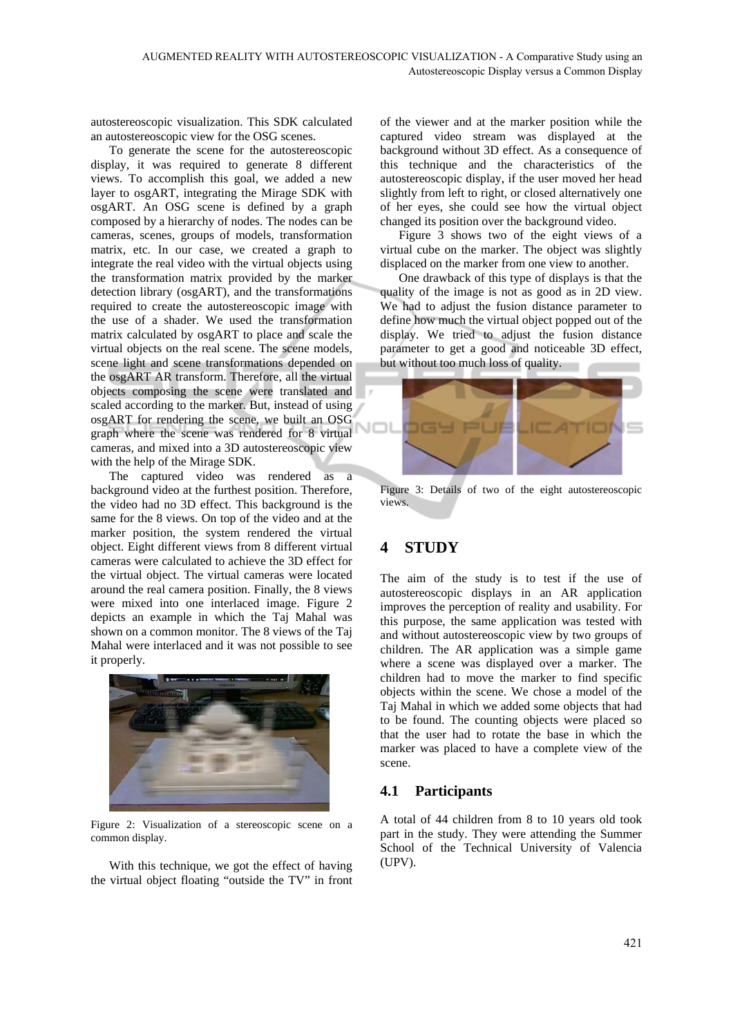autostereoscopic visualization. This SDK calculated an autostereoscopic view for the OSG scenes.

To generate the scene for the autostereoscopic display, it was required to generate 8 different views. To accomplish this goal, we added a new layer to osgART, integrating the Mirage SDK with osgART. An OSG scene is defined by a graph composed by a hierarchy of nodes. The nodes can be cameras, scenes, groups of models, transformation matrix, etc. In our case, we created a graph to integrate the real video with the virtual objects using the transformation matrix provided by the marker detection library (osgART), and the transformations required to create the autostereoscopic image with the use of a shader. We used the transformation matrix calculated by osgART to place and scale the virtual objects on the real scene. The scene models, scene light and scene transformations depended on the osgART AR transform. Therefore, all the virtual objects composing the scene were translated and scaled according to the marker. But, instead of using osgART for rendering the scene, we built an OSG graph where the scene was rendered for 8 virtual cameras, and mixed into a 3D autostereoscopic view with the help of the Mirage SDK.

The captured video was rendered as a background video at the furthest position. Therefore, the video had no 3D effect. This background is the same for the 8 views. On top of the video and at the marker position, the system rendered the virtual object. Eight different views from 8 different virtual cameras were calculated to achieve the 3D effect for the virtual object. The virtual cameras were located around the real camera position. Finally, the 8 views were mixed into one interlaced image. Figure 2 depicts an example in which the Taj Mahal was shown on a common monitor. The 8 views of the Taj Mahal were interlaced and it was not possible to see it properly.

Figure 2: Visualization of a stereoscopic scene on a common display.

With this technique, we got the effect of having the virtual object floating "outside the TV" in front of the viewer and at the marker position while the captured video stream was displayed at the background without 3D effect. As a consequence of this technique and the characteristics of the autostereoscopic display, if the user moved her head slightly from left to right, or closed alternatively one of her eyes, she could see how the virtual object changed its position over the background video.

Figure 3 shows two of the eight views of a virtual cube on the marker. The object was slightly displaced on the marker from one view to another.

One drawback of this type of displays is that the quality of the image is not as good as in 2D view. We had to adjust the fusion distance parameter to define how much the virtual object popped out of the display. We tried to adjust the fusion distance parameter to get a good and noticeable 3D effect, but without too much loss of quality.

Figure 3: Details of two of the eight autostereoscopic views.

## 4 STUDY

The aim of the study is to test if the use of autostereoscopic displays in an AR application improves the perception of reality and usability. For this purpose, the same application was tested with and without autostereoscopic view by two groups of children. The AR application was a simple game where a scene was displayed over a marker. The children had to move the marker to find specific objects within the scene. We chose a model of the Taj Mahal in which we added some objects that had to be found. The counting objects were placed so that the user had to rotate the base in which the marker was placed to have a complete view of the scene.

### 4.1 Participants

A total of 44 children from 8 to 10 years old took part in the study. They were attending the Summer School of the Technical University of Valencia (UPV).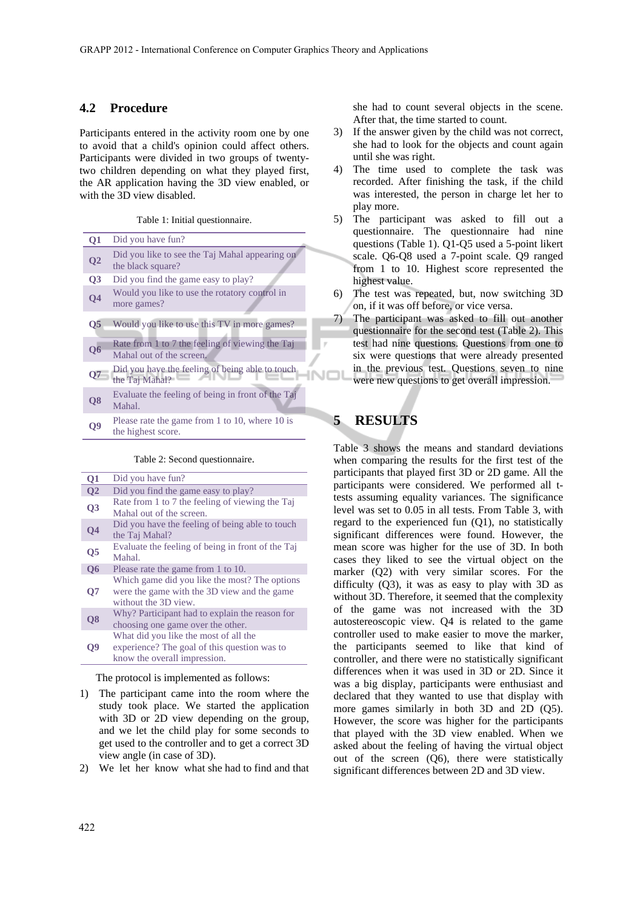### 4.2 Procedure

Participants entered in the activity room one by one to avoid that a child's opinion could affect others. Participants were divided in two groups of twenty-two children depending on what they played first, the AR application having the 3D view enabled, or with the 3D view disabled.

Table 1: Initial questionnaire.

| | |
|---|---|
| **Q1** | Did you have fun? |
| **Q2** | Did you like to see the Taj Mahal appearing on the black square? |
| **Q3** | Did you find the game easy to play? |
| **Q4** | Would you like to use the rotatory control in more games? |
| **Q5** | Would you like to use this TV in more games? |
| **Q6** | Rate from 1 to 7 the feeling of viewing the Taj Mahal out of the screen. |
| **Q7** | Did you have the feeling of being able to touch the Taj Mahal? |
| **Q8** | Evaluate the feeling of being in front of the Taj Mahal. |
| **Q9** | Please rate the game from 1 to 10, where 10 is the highest score. |

Table 2: Second questionnaire.

| | |
|---|---|
| **Q1** | Did you have fun? |
| **Q2** | Did you find the game easy to play? |
| **Q3** | Rate from 1 to 7 the feeling of viewing the Taj Mahal out of the screen. |
| **Q4** | Did you have the feeling of being able to touch the Taj Mahal? |
| **Q5** | Evaluate the feeling of being in front of the Taj Mahal. |
| **Q6** | Please rate the game from 1 to 10. |
| **Q7** | Which game did you like the most? The options were the game with the 3D view and the game without the 3D view. |
| **Q8** | Why? Participant had to explain the reason for choosing one game over the other. |
| **Q9** | What did you like the most of all the experience? The goal of this question was to know the overall impression. |

The protocol is implemented as follows:

1) The participant came into the room where the study took place. We started the application with 3D or 2D view depending on the group, and we let the child play for some seconds to get used to the controller and to get a correct 3D view angle (in case of 3D).
2) We let her know what she had to find and that she had to count several objects in the scene. After that, the time started to count.
3) If the answer given by the child was not correct, she had to look for the objects and count again until she was right.
4) The time used to complete the task was recorded. After finishing the task, if the child was interested, the person in charge let her to play more.
5) The participant was asked to fill out a questionnaire. The questionnaire had nine questions (Table 1). Q1-Q5 used a 5-point likert scale. Q6-Q8 used a 7-point scale. Q9 ranged from 1 to 10. Highest score represented the highest value.
6) The test was repeated, but, now switching 3D on, if it was off before, or vice versa.
7) The participant was asked to fill out another questionnaire for the second test (Table 2). This test had nine questions. Questions from one to six were questions that were already presented in the previous test. Questions seven to nine were new questions to get overall impression.

## 5 RESULTS

Table 3 shows the means and standard deviations when comparing the results for the first test of the participants that played first 3D or 2D game. All the participants were considered. We performed all t-tests assuming equality variances. The significance level was set to 0.05 in all tests. From Table 3, with regard to the experienced fun (Q1), no statistically significant differences were found. However, the mean score was higher for the use of 3D. In both cases they liked to see the virtual object on the marker (Q2) with very similar scores. For the difficulty (Q3), it was as easy to play with 3D as without 3D. Therefore, it seemed that the complexity of the game was not increased with the 3D autostereoscopic view. Q4 is related to the game controller used to make easier to move the marker, the participants seemed to like that kind of controller, and there were no statistically significant differences when it was used in 3D or 2D. Since it was a big display, participants were enthusiast and declared that they wanted to use that display with more games similarly in both 3D and 2D (Q5). However, the score was higher for the participants that played with the 3D view enabled. When we asked about the feeling of having the virtual object out of the screen (Q6), there were statistically significant differences between 2D and 3D view.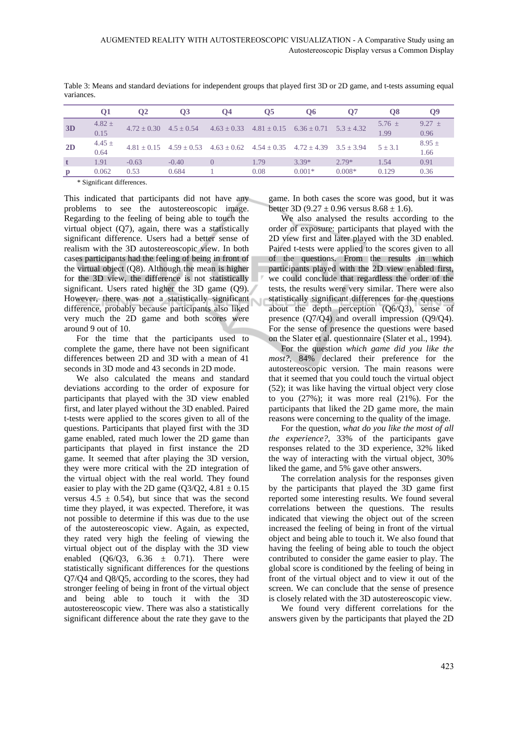Table 3: Means and standard deviations for independent groups that played first 3D or 2D game, and t-tests assuming equal variances.

| | Q1 | Q2 | Q3 | Q4 | Q5 | Q6 | Q7 | Q8 | Q9 |
|---|---|---|---|---|---|---|---|---|---|
| **3D** | 4.82 ± 0.15 | 4.72 ± 0.30 | 4.5 ± 0.54 | 4.63 ± 0.33 | 4.81 ± 0.15 | 6.36 ± 0.71 | 5.3 ± 4.32 | 5.76 ± 1.99 | 9.27 ± 0.96 |
| **2D** | 4.45 ± 0.64 | 4.81 ± 0.15 | 4.59 ± 0.53 | 4.63 ± 0.62 | 4.54 ± 0.35 | 4.72 ± 4.39 | 3.5 ± 3.94 | 5 ± 3.1 | 8.95 ± 1.66 |
| **t** | 1.91 | -0.63 | -0.40 | 0 | 1.79 | 3.39* | 2.79* | 1.54 | 0.91 |
| **p** | 0.062 | 0.53 | 0.684 | 1 | 0.08 | 0.001* | 0.008* | 0.129 | 0.36 |

\* Significant differences.

This indicated that participants did not have any problems to see the autostereoscopic image. Regarding to the feeling of being able to touch the virtual object (Q7), again, there was a statistically significant difference. Users had a better sense of realism with the 3D autostereoscopic view. In both cases participants had the feeling of being in front of the virtual object (Q8). Although the mean is higher for the 3D view, the difference is not statistically significant. Users rated higher the 3D game (Q9). However, there was not a statistically significant difference, probably because participants also liked very much the 2D game and both scores were around 9 out of 10.

For the time that the participants used to complete the game, there have not been significant differences between 2D and 3D with a mean of 41 seconds in 3D mode and 43 seconds in 2D mode.

We also calculated the means and standard deviations according to the order of exposure for participants that played with the 3D view enabled first, and later played without the 3D enabled. Paired t-tests were applied to the scores given to all of the questions. Participants that played first with the 3D game enabled, rated much lower the 2D game than participants that played in first instance the 2D game. It seemed that after playing the 3D version, they were more critical with the 2D integration of the virtual object with the real world. They found easier to play with the 2D game (Q3/Q2, 4.81 ± 0.15 versus 4.5 ± 0.54), but since that was the second time they played, it was expected. Therefore, it was not possible to determine if this was due to the use of the autostereoscopic view. Again, as expected, they rated very high the feeling of viewing the virtual object out of the display with the 3D view enabled (Q6/Q3, 6.36 ± 0.71). There were statistically significant differences for the questions Q7/Q4 and Q8/Q5, according to the scores, they had stronger feeling of being in front of the virtual object and being able to touch it with the 3D autostereoscopic view. There was also a statistically significant difference about the rate they gave to the game. In both cases the score was good, but it was better 3D (9.27 ± 0.96 versus 8.68 ± 1.6).

We also analysed the results according to the order of exposure: participants that played with the 2D view first and later played with the 3D enabled. Paired t-tests were applied to the scores given to all of the questions. From the results in which participants played with the 2D view enabled first, we could conclude that regardless the order of the tests, the results were very similar. There were also statistically significant differences for the questions about the depth perception (Q6/Q3), sense of presence (Q7/Q4) and overall impression (Q9/Q4). For the sense of presence the questions were based on the Slater et al. questionnaire (Slater et al., 1994).

For the question *which game did you like the most?*, 84% declared their preference for the autostereoscopic version. The main reasons were that it seemed that you could touch the virtual object (52); it was like having the virtual object very close to you (27%); it was more real (21%). For the participants that liked the 2D game more, the main reasons were concerning to the quality of the image.

For the question, *what do you like the most of all the experience?*, 33% of the participants gave responses related to the 3D experience, 32% liked the way of interacting with the virtual object, 30% liked the game, and 5% gave other answers.

The correlation analysis for the responses given by the participants that played the 3D game first reported some interesting results. We found several correlations between the questions. The results indicated that viewing the object out of the screen increased the feeling of being in front of the virtual object and being able to touch it. We also found that having the feeling of being able to touch the object contributed to consider the game easier to play. The global score is conditioned by the feeling of being in front of the virtual object and to view it out of the screen. We can conclude that the sense of presence is closely related with the 3D autostereoscopic view.

We found very different correlations for the answers given by the participants that played the 2D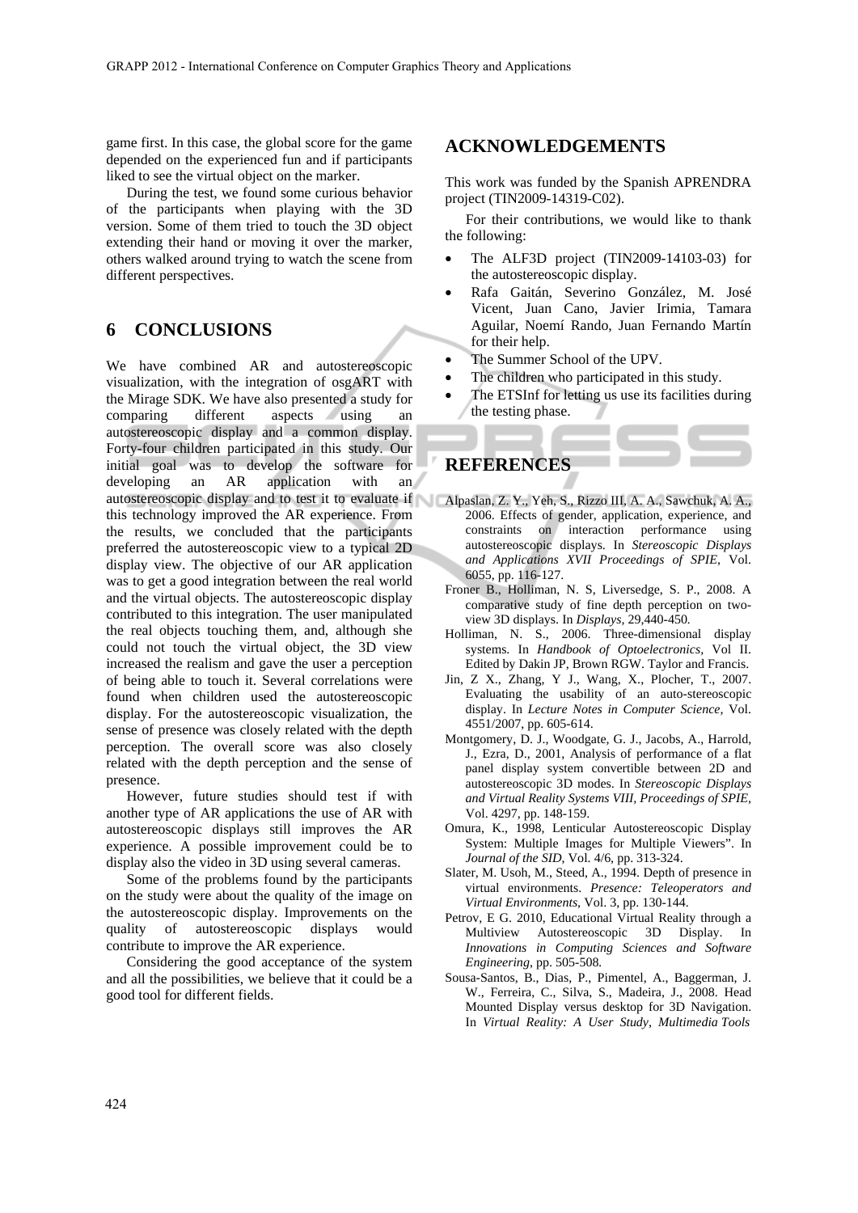game first. In this case, the global score for the game depended on the experienced fun and if participants liked to see the virtual object on the marker.

During the test, we found some curious behavior of the participants when playing with the 3D version. Some of them tried to touch the 3D object extending their hand or moving it over the marker, others walked around trying to watch the scene from different perspectives.

## 6 CONCLUSIONS

We have combined AR and autostereoscopic visualization, with the integration of osgART with the Mirage SDK. We have also presented a study for comparing different aspects using an autostereoscopic display and a common display. Forty-four children participated in this study. Our initial goal was to develop the software for developing an AR application with an autostereoscopic display and to test it to evaluate if this technology improved the AR experience. From the results, we concluded that the participants preferred the autostereoscopic view to a typical 2D display view. The objective of our AR application was to get a good integration between the real world and the virtual objects. The autostereoscopic display contributed to this integration. The user manipulated the real objects touching them, and, although she could not touch the virtual object, the 3D view increased the realism and gave the user a perception of being able to touch it. Several correlations were found when children used the autostereoscopic display. For the autostereoscopic visualization, the sense of presence was closely related with the depth perception. The overall score was also closely related with the depth perception and the sense of presence.

However, future studies should test if with another type of AR applications the use of AR with autostereoscopic displays still improves the AR experience. A possible improvement could be to display also the video in 3D using several cameras.

Some of the problems found by the participants on the study were about the quality of the image on the autostereoscopic display. Improvements on the quality of autostereoscopic displays would contribute to improve the AR experience.

Considering the good acceptance of the system and all the possibilities, we believe that it could be a good tool for different fields.

## ACKNOWLEDGEMENTS

This work was funded by the Spanish APRENDRA project (TIN2009-14319-C02).

For their contributions, we would like to thank the following:

- The ALF3D project (TIN2009-14103-03) for the autostereoscopic display.
- Rafa Gaitán, Severino González, M. José Vicent, Juan Cano, Javier Irimia, Tamara Aguilar, Noemí Rando, Juan Fernando Martín for their help.
- The Summer School of the UPV.
- The children who participated in this study.
- The ETSInf for letting us use its facilities during the testing phase.

## REFERENCES

Alpaslan, Z. Y., Yeh, S., Rizzo III, A. A., Sawchuk, A. A., 2006. Effects of gender, application, experience, and constraints on interaction performance using autostereoscopic displays. In *Stereoscopic Displays and Applications XVII Proceedings of SPIE*, Vol. 6055, pp. 116-127.

Froner B., Holliman, N. S, Liversedge, S. P., 2008. A comparative study of fine depth perception on two-view 3D displays. In *Displays*, 29,440-450.

Holliman, N. S., 2006. Three-dimensional display systems. In *Handbook of Optoelectronics*, Vol II. Edited by Dakin JP, Brown RGW. Taylor and Francis.

Jin, Z X., Zhang, Y J., Wang, X., Plocher, T., 2007. Evaluating the usability of an auto-stereoscopic display. In *Lecture Notes in Computer Science*, Vol. 4551/2007, pp. 605-614.

Montgomery, D. J., Woodgate, G. J., Jacobs, A., Harrold, J., Ezra, D., 2001, Analysis of performance of a flat panel display system convertible between 2D and autostereoscopic 3D modes. In *Stereoscopic Displays and Virtual Reality Systems VIII, Proceedings of SPIE*, Vol. 4297, pp. 148-159.

Omura, K., 1998, Lenticular Autostereoscopic Display System: Multiple Images for Multiple Viewers". In *Journal of the SID*, Vol. 4/6, pp. 313-324.

Slater, M. Usoh, M., Steed, A., 1994. Depth of presence in virtual environments. *Presence: Teleoperators and Virtual Environments*, Vol. 3, pp. 130-144.

Petrov, E G. 2010, Educational Virtual Reality through a Multiview Autostereoscopic 3D Display. In *Innovations in Computing Sciences and Software Engineering*, pp. 505-508.

Sousa-Santos, B., Dias, P., Pimentel, A., Baggerman, J. W., Ferreira, C., Silva, S., Madeira, J., 2008. Head Mounted Display versus desktop for 3D Navigation. In *Virtual Reality: A User Study, Multimedia Tools*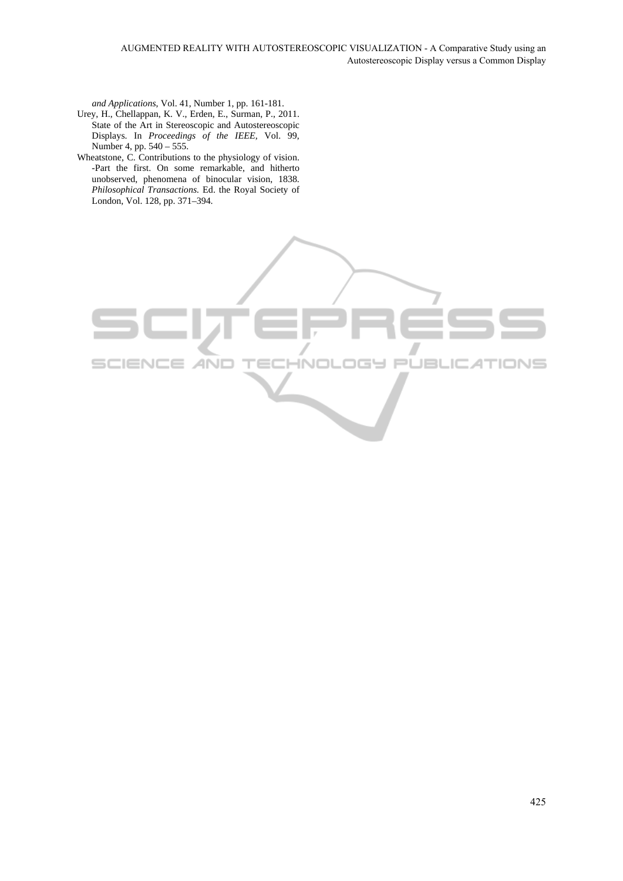*and Applications*, Vol. 41, Number 1, pp. 161-181.

Urey, H., Chellappan, K. V., Erden, E., Surman, P., 2011. State of the Art in Stereoscopic and Autostereoscopic Displays. In *Proceedings of the IEEE,* Vol. 99, Number 4, pp. 540 – 555.

Wheatstone, C. Contributions to the physiology of vision. -Part the first. On some remarkable, and hitherto unobserved, phenomena of binocular vision, 1838. *Philosophical Transactions.* Ed. the Royal Society of London, Vol. 128, pp. 371–394.